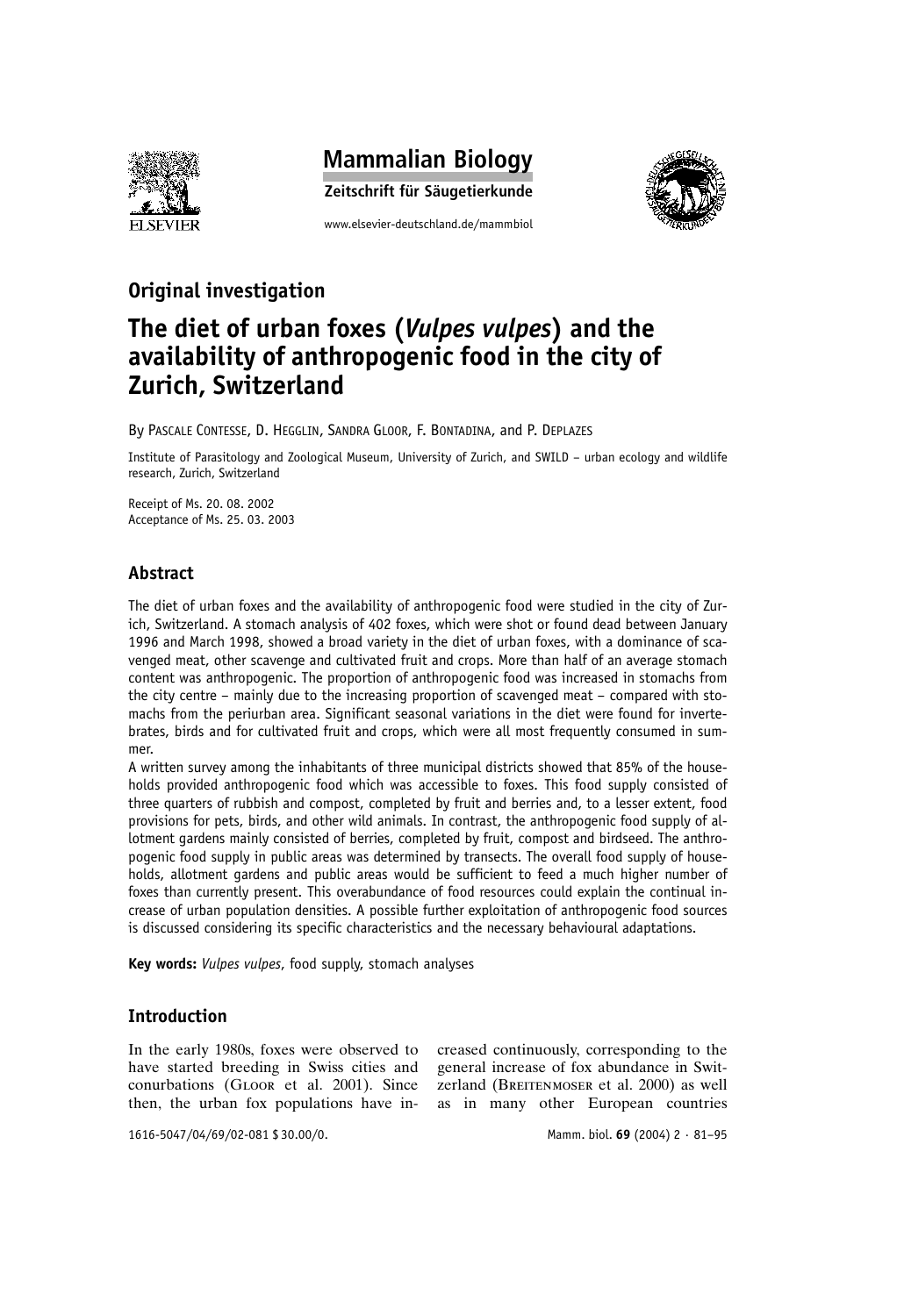Mammalian Biology

Zeitschrift für Säugetierkunde

www.elsevier-deutschland.de/mammbiol

## Original investigation

# The diet of urban foxes (*Vulpes vulpes*) and the availability of anthropogenic food in the city of Zurich, Switzerland

By Pascale Contesse, D. Hegglin, Sandra Gloor, F. Bontadina, and P. Deplazes

Institute of Parasitology and Zoological Museum, University of Zurich, and SWILD – urban ecology and wildlife research, Zurich, Switzerland

Receipt of Ms. 20. 08. 2002
Acceptance of Ms. 25. 03. 2003

## Abstract

The diet of urban foxes and the availability of anthropogenic food were studied in the city of Zurich, Switzerland. A stomach analysis of 402 foxes, which were shot or found dead between January 1996 and March 1998, showed a broad variety in the diet of urban foxes, with a dominance of scavenged meat, other scavenge and cultivated fruit and crops. More than half of an average stomach content was anthropogenic. The proportion of anthropogenic food was increased in stomachs from the city centre – mainly due to the increasing proportion of scavenged meat – compared with stomachs from the periurban area. Significant seasonal variations in the diet were found for invertebrates, birds and for cultivated fruit and crops, which were all most frequently consumed in summer.

A written survey among the inhabitants of three municipal districts showed that 85% of the households provided anthropogenic food which was accessible to foxes. This food supply consisted of three quarters of rubbish and compost, completed by fruit and berries and, to a lesser extent, food provisions for pets, birds, and other wild animals. In contrast, the anthropogenic food supply of allotment gardens mainly consisted of berries, completed by fruit, compost and birdseed. The anthropogenic food supply in public areas was determined by transects. The overall food supply of households, allotment gardens and public areas would be sufficient to feed a much higher number of foxes than currently present. This overabundance of food resources could explain the continual increase of urban population densities. A possible further exploitation of anthropogenic food sources is discussed considering its specific characteristics and the necessary behavioural adaptations.

**Key words:** *Vulpes vulpes*, food supply, stomach analyses

## Introduction

In the early 1980s, foxes were observed to have started breeding in Swiss cities and conurbations (Gloor et al. 2001). Since then, the urban fox populations have increased continuously, corresponding to the general increase of fox abundance in Switzerland (Breitenmoser et al. 2000) as well as in many other European countries

1616-5047/04/69/02-081 $ 30.00/0.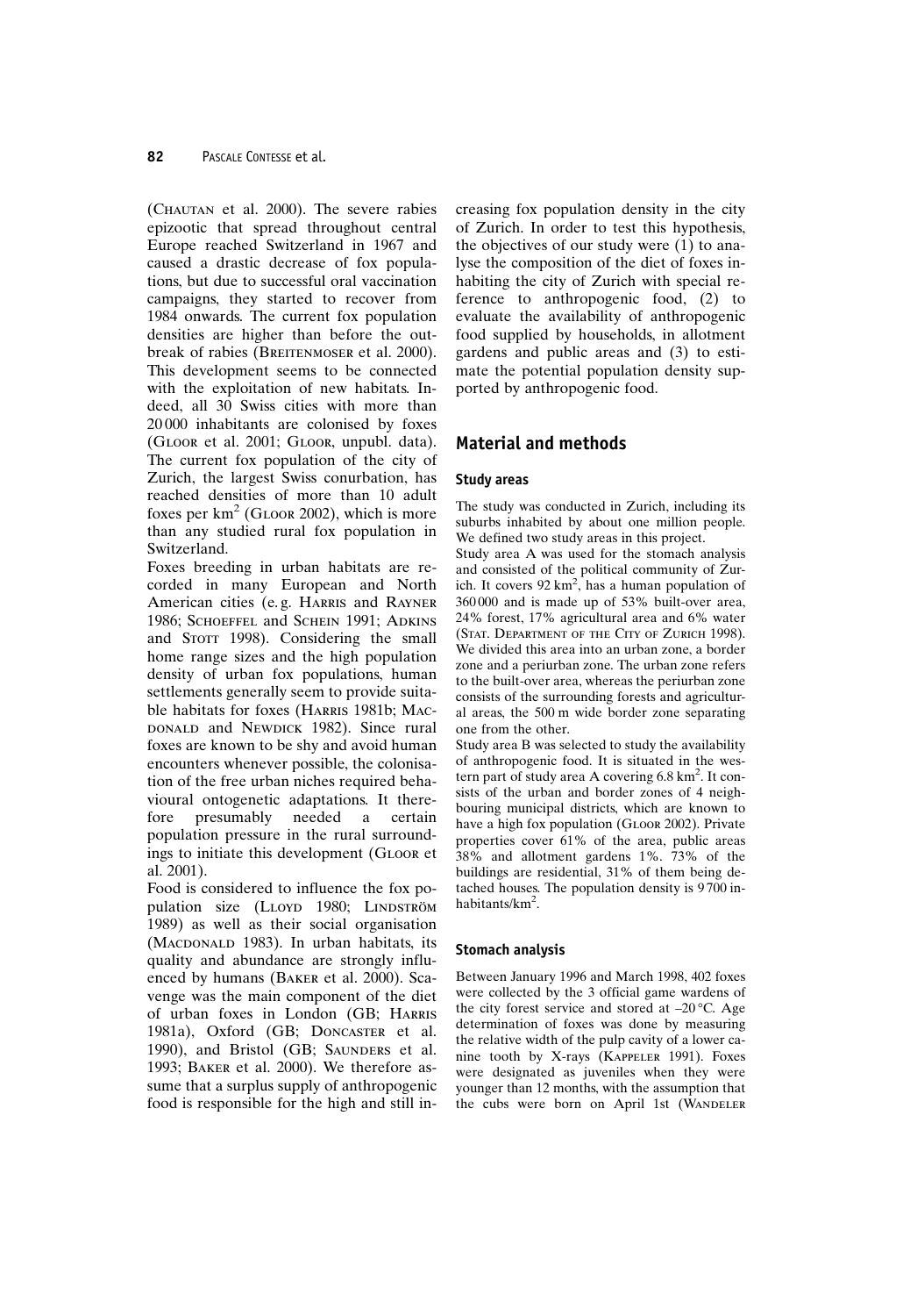(Chautan et al. 2000). The severe rabies epizootic that spread throughout central Europe reached Switzerland in 1967 and caused a drastic decrease of fox populations, but due to successful oral vaccination campaigns, they started to recover from 1984 onwards. The current fox population densities are higher than before the outbreak of rabies (Breitenmoser et al. 2000). This development seems to be connected with the exploitation of new habitats. Indeed, all 30 Swiss cities with more than 20 000 inhabitants are colonised by foxes (Gloor et al. 2001; Gloor, unpubl. data). The current fox population of the city of Zurich, the largest Swiss conurbation, has reached densities of more than 10 adult foxes per km$^2$ (Gloor 2002), which is more than any studied rural fox population in Switzerland.

Foxes breeding in urban habitats are recorded in many European and North American cities (e. g. Harris and Rayner 1986; Schoeffel and Schein 1991; Adkins and Stott 1998). Considering the small home range sizes and the high population density of urban fox populations, human settlements generally seem to provide suitable habitats for foxes (Harris 1981b; Macdonald and Newdick 1982). Since rural foxes are known to be shy and avoid human encounters whenever possible, the colonisation of the free urban niches required behavioural ontogenetic adaptations. It therefore presumably needed a certain population pressure in the rural surroundings to initiate this development (Gloor et al. 2001).

Food is considered to influence the fox population size (Lloyd 1980; Lindström 1989) as well as their social organisation (Macdonald 1983). In urban habitats, its quality and abundance are strongly influenced by humans (Baker et al. 2000). Scavenge was the main component of the diet of urban foxes in London (GB; Harris 1981a), Oxford (GB; Doncaster et al. 1990), and Bristol (GB; Saunders et al. 1993; Baker et al. 2000). We therefore assume that a surplus supply of anthropogenic food is responsible for the high and still increasing fox population density in the city of Zurich. In order to test this hypothesis, the objectives of our study were (1) to analyse the composition of the diet of foxes inhabiting the city of Zurich with special reference to anthropogenic food, (2) to evaluate the availability of anthropogenic food supplied by households, in allotment gardens and public areas and (3) to estimate the potential population density supported by anthropogenic food.

## Material and methods

### Study areas

The study was conducted in Zurich, including its suburbs inhabited by about one million people. We defined two study areas in this project.

Study area A was used for the stomach analysis and consisted of the political community of Zurich. It covers 92 km$^2$, has a human population of 360 000 and is made up of 53% built-over area, 24% forest, 17% agricultural area and 6% water (Stat. Department of the City of Zurich 1998). We divided this area into an urban zone, a border zone and a periurban zone. The urban zone refers to the built-over area, whereas the periurban zone consists of the surrounding forests and agricultural areas, the 500 m wide border zone separating one from the other.

Study area B was selected to study the availability of anthropogenic food. It is situated in the western part of study area A covering 6.8 km$^2$. It consists of the urban and border zones of 4 neighbouring municipal districts, which are known to have a high fox population (Gloor 2002). Private properties cover 61% of the area, public areas 38% and allotment gardens 1%. 73% of the buildings are residential, 31% of them being detached houses. The population density is 9 700 inhabitants/km$^2$.

### Stomach analysis

Between January 1996 and March 1998, 402 foxes were collected by the 3 official game wardens of the city forest service and stored at –20 °C. Age determination of foxes was done by measuring the relative width of the pulp cavity of a lower canine tooth by X-rays (Kappeler 1991). Foxes were designated as juveniles when they were younger than 12 months, with the assumption that the cubs were born on April 1st (Wandeler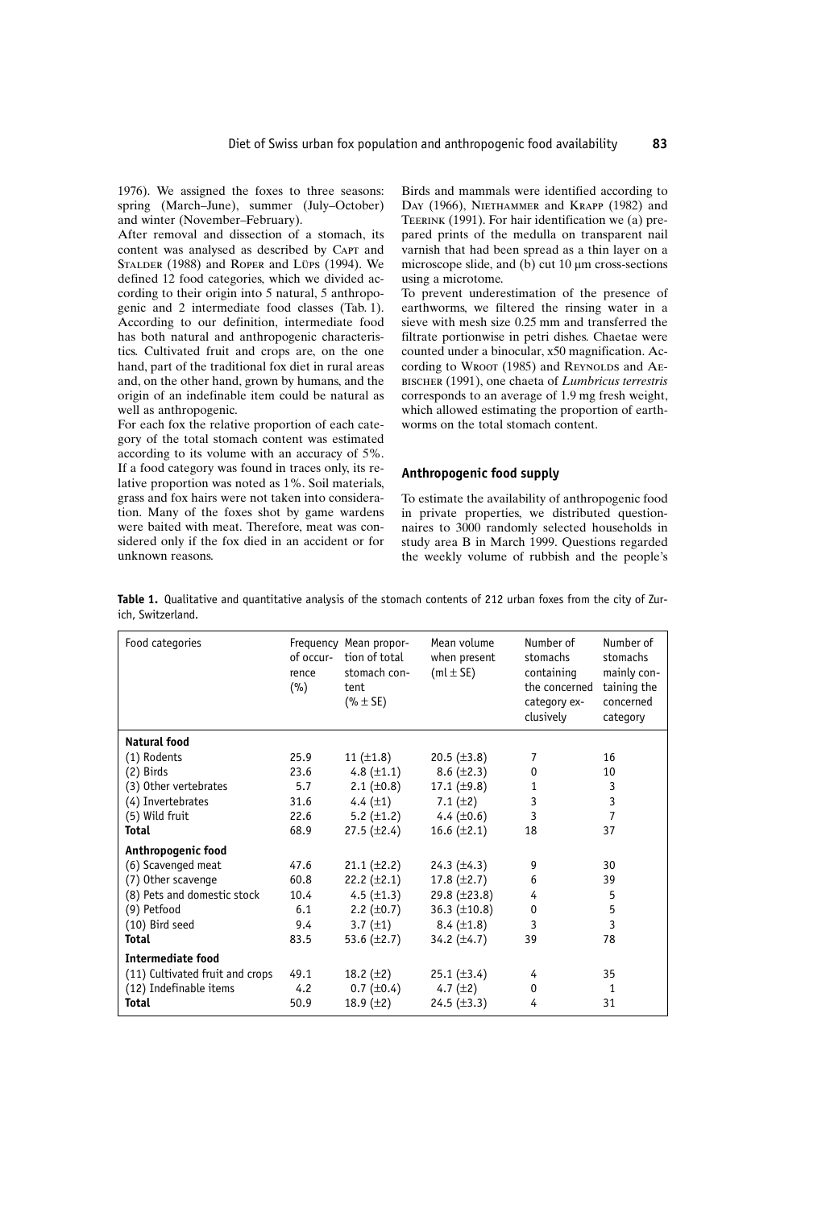1976). We assigned the foxes to three seasons: spring (March–June), summer (July–October) and winter (November–February).

After removal and dissection of a stomach, its content was analysed as described by Capt and Stalder (1988) and Roper and Lüps (1994). We defined 12 food categories, which we divided according to their origin into 5 natural, 5 anthropogenic and 2 intermediate food classes (Tab. 1). According to our definition, intermediate food has both natural and anthropogenic characteristics. Cultivated fruit and crops are, on the one hand, part of the traditional fox diet in rural areas and, on the other hand, grown by humans, and the origin of an indefinable item could be natural as well as anthropogenic.

For each fox the relative proportion of each category of the total stomach content was estimated according to its volume with an accuracy of 5%. If a food category was found in traces only, its relative proportion was noted as 1%. Soil materials, grass and fox hairs were not taken into consideration. Many of the foxes shot by game wardens were baited with meat. Therefore, meat was considered only if the fox died in an accident or for unknown reasons.

Birds and mammals were identified according to Day (1966), Niethammer and Krapp (1982) and Teerink (1991). For hair identification we (a) prepared prints of the medulla on transparent nail varnish that had been spread as a thin layer on a microscope slide, and (b) cut 10 µm cross-sections using a microtome.

To prevent underestimation of the presence of earthworms, we filtered the rinsing water in a sieve with mesh size 0.25 mm and transferred the filtrate portionwise in petri dishes. Chaetae were counted under a binocular, x50 magnification. According to Wroot (1985) and Reynolds and Aebischer (1991), one chaeta of *Lumbricus terrestris* corresponds to an average of 1.9 mg fresh weight, which allowed estimating the proportion of earthworms on the total stomach content.

### Anthropogenic food supply

To estimate the availability of anthropogenic food in private properties, we distributed questionnaires to 3000 randomly selected households in study area B in March 1999. Questions regarded the weekly volume of rubbish and the people's

**Table 1.** Qualitative and quantitative analysis of the stomach contents of 212 urban foxes from the city of Zurich, Switzerland.

| Food categories | Frequency of occurrence (%) | Mean proportion of total stomach content (% ± SE) | Mean volume when present (ml ± SE) | Number of stomachs containing the concerned category exclusively | Number of stomachs mainly containing the concerned category |
|---|---|---|---|---|---|
| **Natural food** | | | | | |
| (1) Rodents | 25.9 | 11 (±1.8) | 20.5 (±3.8) | 7 | 16 |
| (2) Birds | 23.6 | 4.8 (±1.1) | 8.6 (±2.3) | 0 | 10 |
| (3) Other vertebrates | 5.7 | 2.1 (±0.8) | 17.1 (±9.8) | 1 | 3 |
| (4) Invertebrates | 31.6 | 4.4 (±1) | 7.1 (±2) | 3 | 3 |
| (5) Wild fruit | 22.6 | 5.2 (±1.2) | 4.4 (±0.6) | 3 | 7 |
| **Total** | 68.9 | 27.5 (±2.4) | 16.6 (±2.1) | 18 | 37 |
| **Anthropogenic food** | | | | | |
| (6) Scavenged meat | 47.6 | 21.1 (±2.2) | 24.3 (±4.3) | 9 | 30 |
| (7) Other scavenge | 60.8 | 22.2 (±2.1) | 17.8 (±2.7) | 6 | 39 |
| (8) Pets and domestic stock | 10.4 | 4.5 (±1.3) | 29.8 (±23.8) | 4 | 5 |
| (9) Petfood | 6.1 | 2.2 (±0.7) | 36.3 (±10.8) | 0 | 5 |
| (10) Bird seed | 9.4 | 3.7 (±1) | 8.4 (±1.8) | 3 | 3 |
| **Total** | 83.5 | 53.6 (±2.7) | 34.2 (±4.7) | 39 | 78 |
| **Intermediate food** | | | | | |
| (11) Cultivated fruit and crops | 49.1 | 18.2 (±2) | 25.1 (±3.4) | 4 | 35 |
| (12) Indefinable items | 4.2 | 0.7 (±0.4) | 4.7 (±2) | 0 | 1 |
| **Total** | 50.9 | 18.9 (±2) | 24.5 (±3.3) | 4 | 31 |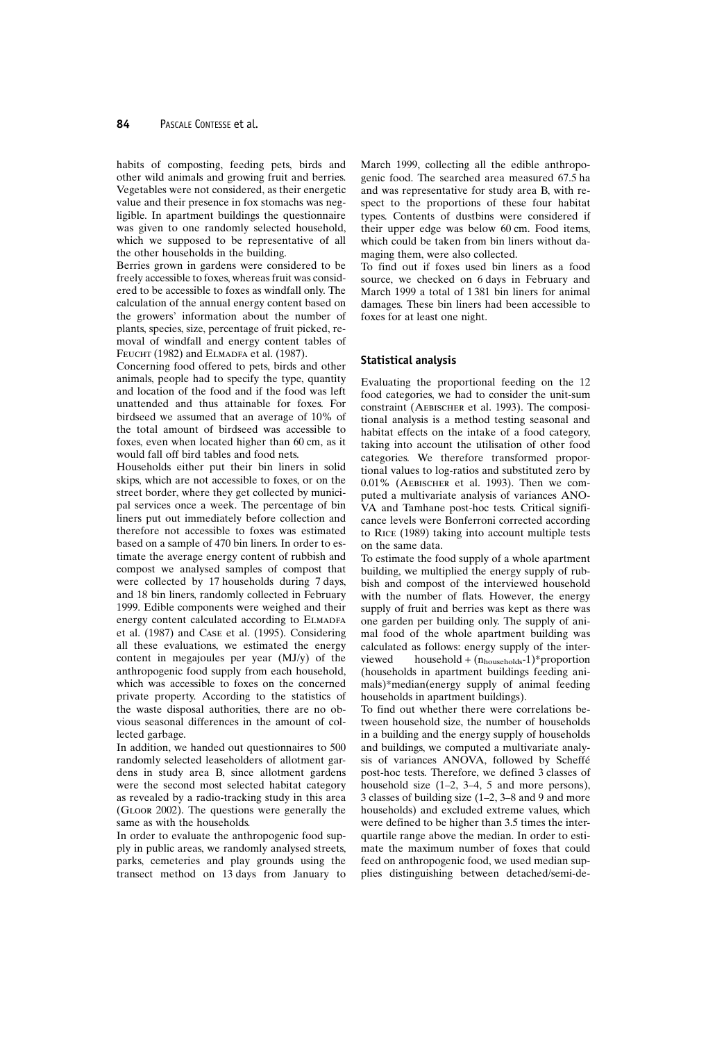habits of composting, feeding pets, birds and other wild animals and growing fruit and berries. Vegetables were not considered, as their energetic value and their presence in fox stomachs was negligible. In apartment buildings the questionnaire was given to one randomly selected household, which we supposed to be representative of all the other households in the building.

Berries grown in gardens were considered to be freely accessible to foxes, whereas fruit was considered to be accessible to foxes as windfall only. The calculation of the annual energy content based on the growers' information about the number of plants, species, size, percentage of fruit picked, removal of windfall and energy content tables of Feucht (1982) and Elmadfa et al. (1987).

Concerning food offered to pets, birds and other animals, people had to specify the type, quantity and location of the food and if the food was left unattended and thus attainable for foxes. For birdseed we assumed that an average of 10% of the total amount of birdseed was accessible to foxes, even when located higher than 60 cm, as it would fall off bird tables and food nets.

Households either put their bin liners in solid skips, which are not accessible to foxes, or on the street border, where they get collected by municipal services once a week. The percentage of bin liners put out immediately before collection and therefore not accessible to foxes was estimated based on a sample of 470 bin liners. In order to estimate the average energy content of rubbish and compost we analysed samples of compost that were collected by 17 households during 7 days, and 18 bin liners, randomly collected in February 1999. Edible components were weighed and their energy content calculated according to Elmadfa et al. (1987) and Case et al. (1995). Considering all these evaluations, we estimated the energy content in megajoules per year (MJ/y) of the anthropogenic food supply from each household, which was accessible to foxes on the concerned private property. According to the statistics of the waste disposal authorities, there are no obvious seasonal differences in the amount of collected garbage.

In addition, we handed out questionnaires to 500 randomly selected leaseholders of allotment gardens in study area B, since allotment gardens were the second most selected habitat category as revealed by a radio-tracking study in this area (Gloor 2002). The questions were generally the same as with the households.

In order to evaluate the anthropogenic food supply in public areas, we randomly analysed streets, parks, cemeteries and play grounds using the transect method on 13 days from January to March 1999, collecting all the edible anthropogenic food. The searched area measured 67.5 ha and was representative for study area B, with respect to the proportions of these four habitat types. Contents of dustbins were considered if their upper edge was below 60 cm. Food items, which could be taken from bin liners without damaging them, were also collected.

To find out if foxes used bin liners as a food source, we checked on 6 days in February and March 1999 a total of 1 381 bin liners for animal damages. These bin liners had been accessible to foxes for at least one night.

### Statistical analysis

Evaluating the proportional feeding on the 12 food categories, we had to consider the unit-sum constraint (Aebischer et al. 1993). The compositional analysis is a method testing seasonal and habitat effects on the intake of a food category, taking into account the utilisation of other food categories. We therefore transformed proportional values to log-ratios and substituted zero by 0.01% (Aebischer et al. 1993). Then we computed a multivariate analysis of variances ANOVA and Tamhane post-hoc tests. Critical significance levels were Bonferroni corrected according to Rice (1989) taking into account multiple tests on the same data.

To estimate the food supply of a whole apartment building, we multiplied the energy supply of rubbish and compost of the interviewed household with the number of flats. However, the energy supply of fruit and berries was kept as there was one garden per building only. The supply of animal food of the whole apartment building was calculated as follows: energy supply of the interviewed household + $(n_{households}-1)$*proportion (households in apartment buildings feeding animals)*median(energy supply of animal feeding households in apartment buildings).

To find out whether there were correlations between household size, the number of households in a building and the energy supply of households and buildings, we computed a multivariate analysis of variances ANOVA, followed by Scheffé post-hoc tests. Therefore, we defined 3 classes of household size (1–2, 3–4, 5 and more persons), 3 classes of building size (1–2, 3–8 and 9 and more households) and excluded extreme values, which were defined to be higher than 3.5 times the interquartile range above the median. In order to estimate the maximum number of foxes that could feed on anthropogenic food, we used median supplies distinguishing between detached/semi-de-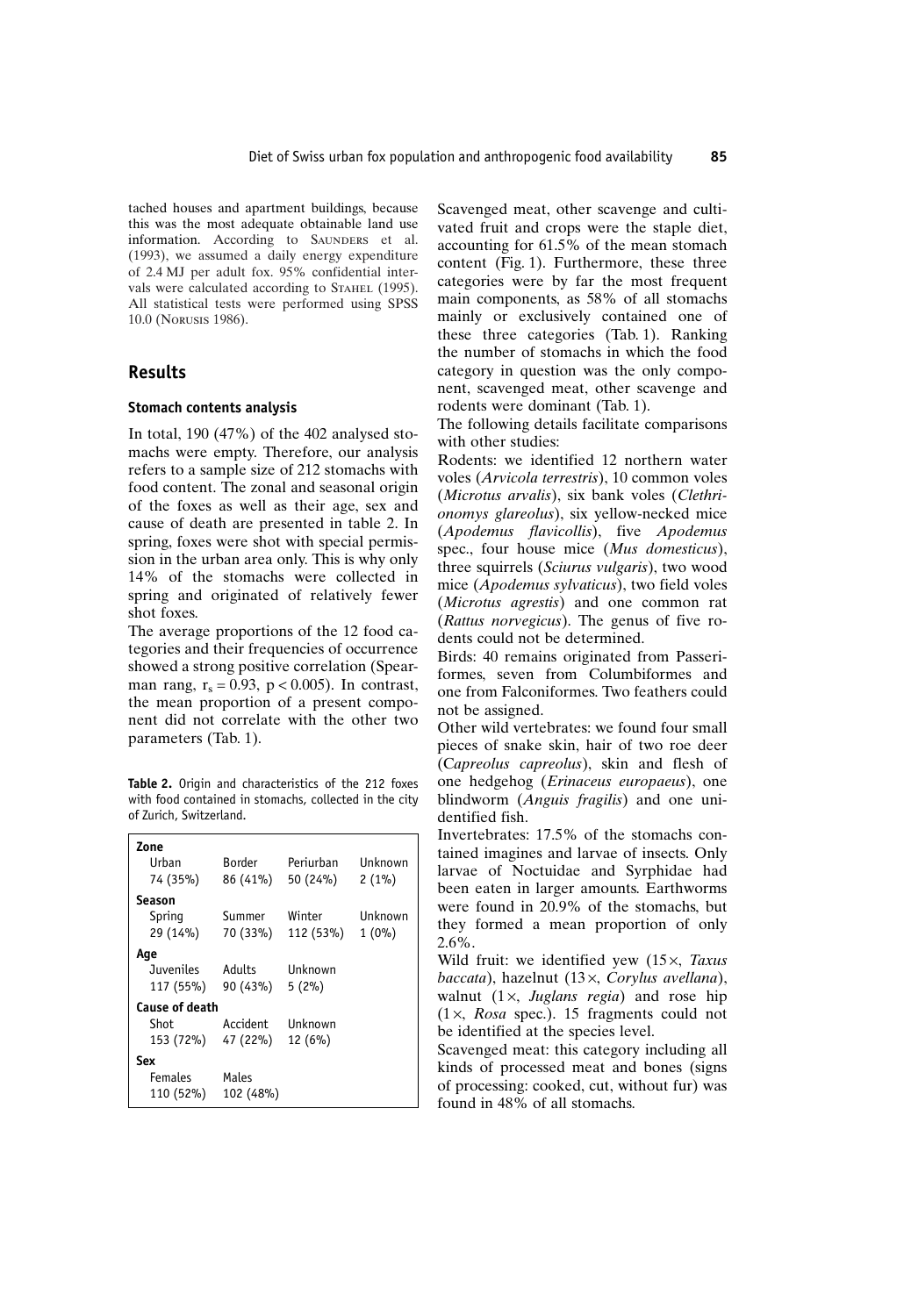tached houses and apartment buildings, because this was the most adequate obtainable land use information. According to Saunders et al. (1993), we assumed a daily energy expenditure of 2.4 MJ per adult fox. 95% confidential intervals were calculated according to Stahel (1995). All statistical tests were performed using SPSS 10.0 (Norusis 1986).

## Results

### Stomach contents analysis

In total, 190 (47%) of the 402 analysed stomachs were empty. Therefore, our analysis refers to a sample size of 212 stomachs with food content. The zonal and seasonal origin of the foxes as well as their age, sex and cause of death are presented in table 2. In spring, foxes were shot with special permission in the urban area only. This is why only 14% of the stomachs were collected in spring and originated of relatively fewer shot foxes.

The average proportions of the 12 food categories and their frequencies of occurrence showed a strong positive correlation (Spearman rang, $r_s = 0.93$, $p < 0.005$). In contrast, the mean proportion of a present component did not correlate with the other two parameters (Tab. 1).

**Table 2.** Origin and characteristics of the 212 foxes with food contained in stomachs, collected in the city of Zurich, Switzerland.

| | | | |
|---|---|---|---|
| **Zone** | | | |
| Urban | Border | Periurban | Unknown |
| 74 (35%) | 86 (41%) | 50 (24%) | 2 (1%) |
| **Season** | | | |
| Spring | Summer | Winter | Unknown |
| 29 (14%) | 70 (33%) | 112 (53%) | 1 (0%) |
| **Age** | | | |
| Juveniles | Adults | Unknown | |
| 117 (55%) | 90 (43%) | 5 (2%) | |
| **Cause of death** | | | |
| Shot | Accident | Unknown | |
| 153 (72%) | 47 (22%) | 12 (6%) | |
| **Sex** | | | |
| Females | Males | | |
| 110 (52%) | 102 (48%) | | |

Scavenged meat, other scavenge and cultivated fruit and crops were the staple diet, accounting for 61.5% of the mean stomach content (Fig. 1). Furthermore, these three categories were by far the most frequent main components, as 58% of all stomachs mainly or exclusively contained one of these three categories (Tab. 1). Ranking the number of stomachs in which the food category in question was the only component, scavenged meat, other scavenge and rodents were dominant (Tab. 1).

The following details facilitate comparisons with other studies:

Rodents: we identified 12 northern water voles (*Arvicola terrestris*), 10 common voles (*Microtus arvalis*), six bank voles (*Clethrionomys glareolus*), six yellow-necked mice (*Apodemus flavicollis*), five *Apodemus* spec., four house mice (*Mus domesticus*), three squirrels (*Sciurus vulgaris*), two wood mice (*Apodemus sylvaticus*), two field voles (*Microtus agrestis*) and one common rat (*Rattus norvegicus*). The genus of five rodents could not be determined.

Birds: 40 remains originated from Passeriformes, seven from Columbiformes and one from Falconiformes. Two feathers could not be assigned.

Other wild vertebrates: we found four small pieces of snake skin, hair of two roe deer (*Capreolus capreolus*), skin and flesh of one hedgehog (*Erinaceus europaeus*), one blindworm (*Anguis fragilis*) and one unidentified fish.

Invertebrates: 17.5% of the stomachs contained imagines and larvae of insects. Only larvae of Noctuidae and Syrphidae had been eaten in larger amounts. Earthworms were found in 20.9% of the stomachs, but they formed a mean proportion of only 2.6%.

Wild fruit: we identified yew (15×, *Taxus baccata*), hazelnut (13×, *Corylus avellana*), walnut (1×, *Juglans regia*) and rose hip (1×, *Rosa* spec.). 15 fragments could not be identified at the species level.

Scavenged meat: this category including all kinds of processed meat and bones (signs of processing: cooked, cut, without fur) was found in 48% of all stomachs.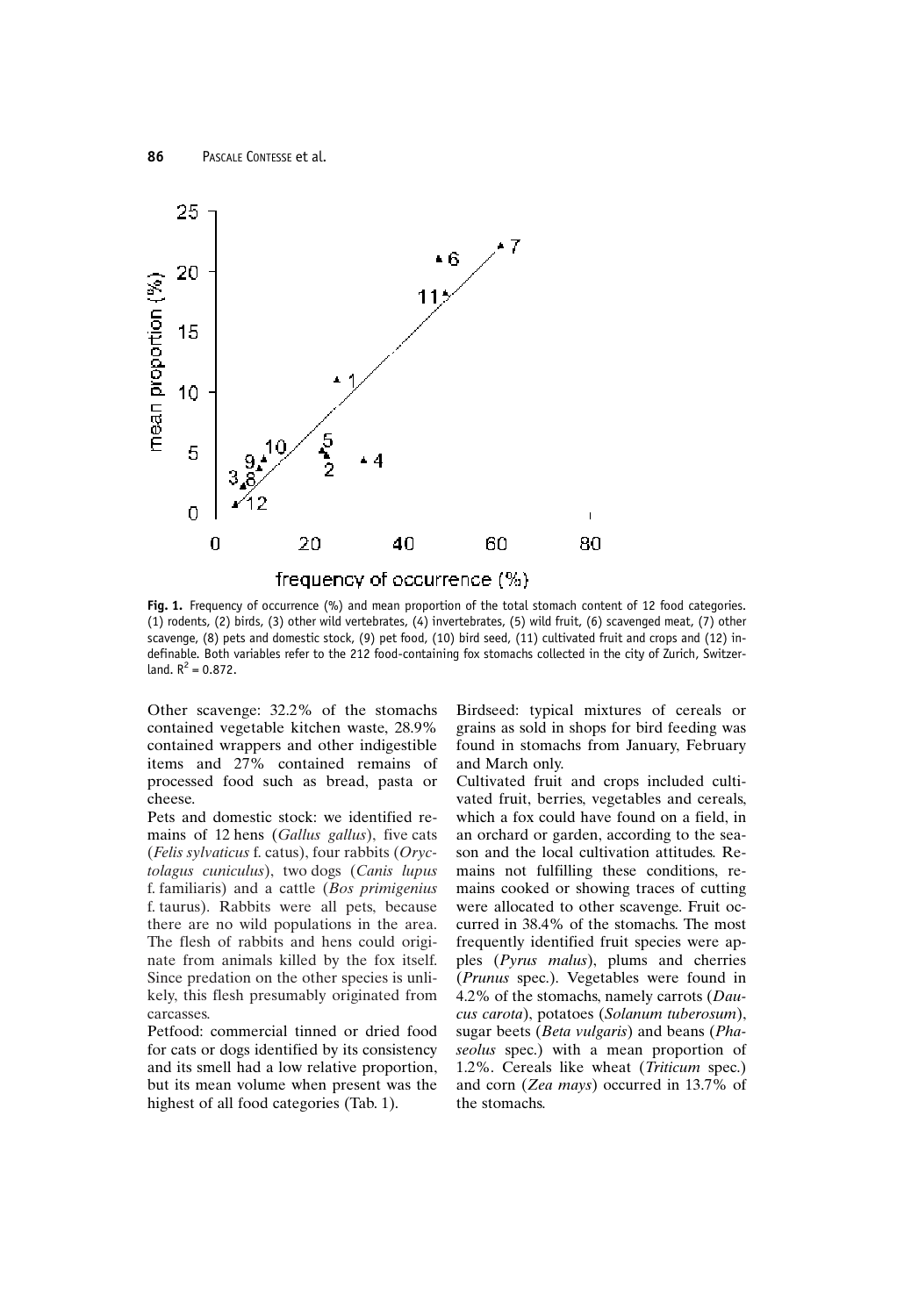**Fig. 1.** Frequency of occurrence (%) and mean proportion of the total stomach content of 12 food categories. (1) rodents, (2) birds, (3) other wild vertebrates, (4) invertebrates, (5) wild fruit, (6) scavenged meat, (7) other scavenge, (8) pets and domestic stock, (9) pet food, (10) bird seed, (11) cultivated fruit and crops and (12) indefinable. Both variables refer to the 212 food-containing fox stomachs collected in the city of Zurich, Switzerland. $R^2 = 0.872$.

Other scavenge: 32.2% of the stomachs contained vegetable kitchen waste, 28.9% contained wrappers and other indigestible items and 27% contained remains of processed food such as bread, pasta or cheese.

Pets and domestic stock: we identified remains of 12 hens (*Gallus gallus*), five cats (*Felis sylvaticus* f. catus), four rabbits (*Oryctolagus cuniculus*), two dogs (*Canis lupus* f. familiaris) and a cattle (*Bos primigenius* f. taurus). Rabbits were all pets, because there are no wild populations in the area. The flesh of rabbits and hens could originate from animals killed by the fox itself. Since predation on the other species is unlikely, this flesh presumably originated from carcasses.

Petfood: commercial tinned or dried food for cats or dogs identified by its consistency and its smell had a low relative proportion, but its mean volume when present was the highest of all food categories (Tab. 1).

Birdseed: typical mixtures of cereals or grains as sold in shops for bird feeding was found in stomachs from January, February and March only.

Cultivated fruit and crops included cultivated fruit, berries, vegetables and cereals, which a fox could have found on a field, in an orchard or garden, according to the season and the local cultivation attitudes. Remains not fulfilling these conditions, remains cooked or showing traces of cutting were allocated to other scavenge. Fruit occurred in 38.4% of the stomachs. The most frequently identified fruit species were apples (*Pyrus malus*), plums and cherries (*Prunus* spec.). Vegetables were found in 4.2% of the stomachs, namely carrots (*Daucus carota*), potatoes (*Solanum tuberosum*), sugar beets (*Beta vulgaris*) and beans (*Phaseolus* spec.) with a mean proportion of 1.2%. Cereals like wheat (*Triticum* spec.) and corn (*Zea mays*) occurred in 13.7% of the stomachs.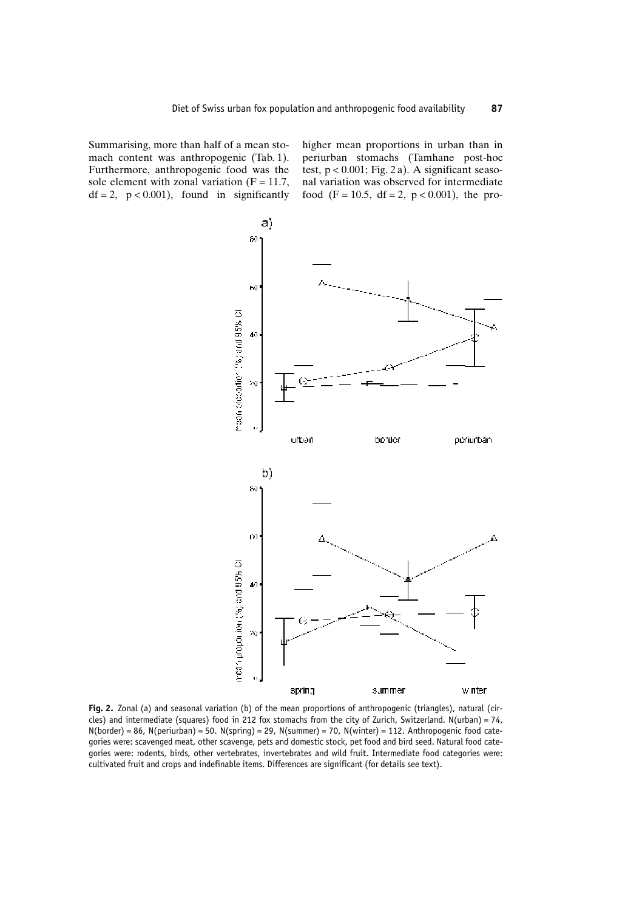Summarising, more than half of a mean stomach content was anthropogenic (Tab. 1). Furthermore, anthropogenic food was the sole element with zonal variation ($F = 11.7$, $df = 2$, $p < 0.001$), found in significantly higher mean proportions in urban than in periurban stomachs (Tamhane post-hoc test, $p < 0.001$; Fig. 2 a). A significant seasonal variation was observed for intermediate food ($F = 10.5$, $df = 2$, $p < 0.001$), the pro-

**Fig. 2.** Zonal (a) and seasonal variation (b) of the mean proportions of anthropogenic (triangles), natural (circles) and intermediate (squares) food in 212 fox stomachs from the city of Zurich, Switzerland. N(urban) = 74, N(border) = 86, N(periurban) = 50. N(spring) = 29, N(summer) = 70, N(winter) = 112. Anthropogenic food categories were: scavenged meat, other scavenge, pets and domestic stock, pet food and bird seed. Natural food categories were: rodents, birds, other vertebrates, invertebrates and wild fruit. Intermediate food categories were: cultivated fruit and crops and indefinable items. Differences are significant (for details see text).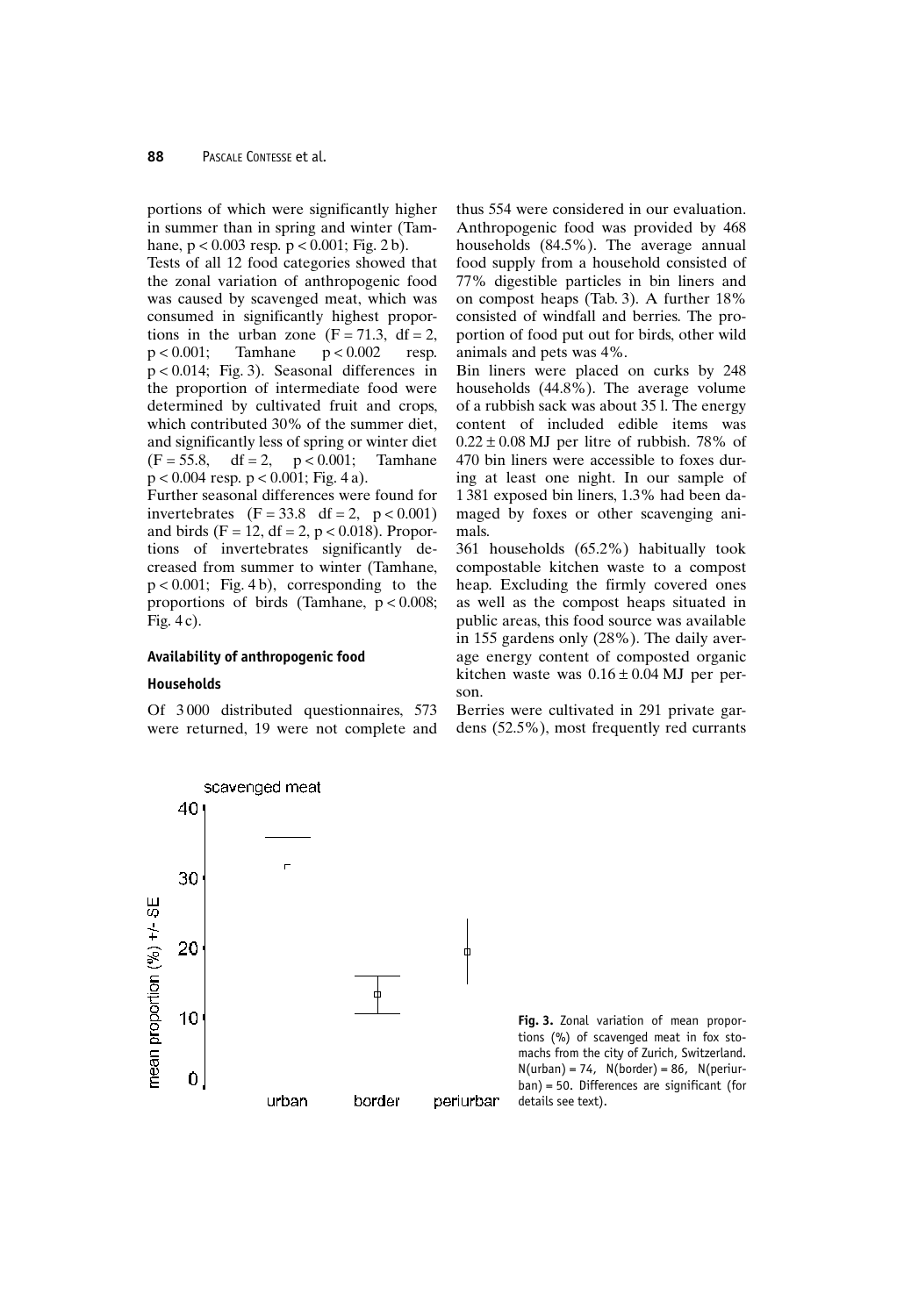portions of which were significantly higher in summer than in spring and winter (Tamhane, $p < 0.003$ resp. $p < 0.001$; Fig. 2 b).

Tests of all 12 food categories showed that the zonal variation of anthropogenic food was caused by scavenged meat, which was consumed in significantly highest proportions in the urban zone ($F = 71.3$, $df = 2$, $p < 0.001$; Tamhane $p < 0.002$ resp. $p < 0.014$; Fig. 3). Seasonal differences in the proportion of intermediate food were determined by cultivated fruit and crops, which contributed 30% of the summer diet, and significantly less of spring or winter diet ($F = 55.8$, $df = 2$, $p < 0.001$; Tamhane $p < 0.004$ resp. $p < 0.001$; Fig. 4 a).

Further seasonal differences were found for invertebrates ($F = 33.8$ $df = 2$, $p < 0.001$) and birds ($F = 12$, $df = 2$, $p < 0.018$). Proportions of invertebrates significantly decreased from summer to winter (Tamhane, $p < 0.001$; Fig. 4 b), corresponding to the proportions of birds (Tamhane, $p < 0.008$; Fig. 4 c).

#### Availability of anthropogenic food

#### Households

Of 3 000 distributed questionnaires, 573 were returned, 19 were not complete and thus 554 were considered in our evaluation. Anthropogenic food was provided by 468 households (84.5%). The average annual food supply from a household consisted of 77% digestible particles in bin liners and on compost heaps (Tab. 3). A further 18% consisted of windfall and berries. The proportion of food put out for birds, other wild animals and pets was 4%.

Bin liners were placed on curks by 248 households (44.8%). The average volume of a rubbish sack was about 35 l. The energy content of included edible items was $0.22 \pm 0.08$ MJ per litre of rubbish. 78% of 470 bin liners were accessible to foxes during at least one night. In our sample of 1 381 exposed bin liners, 1.3% had been damaged by foxes or other scavenging animals.

361 households (65.2%) habitually took compostable kitchen waste to a compost heap. Excluding the firmly covered ones as well as the compost heaps situated in public areas, this food source was available in 155 gardens only (28%). The daily average energy content of composted organic kitchen waste was $0.16 \pm 0.04$ MJ per person.

Berries were cultivated in 291 private gardens (52.5%), most frequently red currants

**Fig. 3.** Zonal variation of mean proportions (%) of scavenged meat in fox stomachs from the city of Zurich, Switzerland. N(urban) = 74, N(border) = 86, N(periurban) = 50. Differences are significant (for details see text).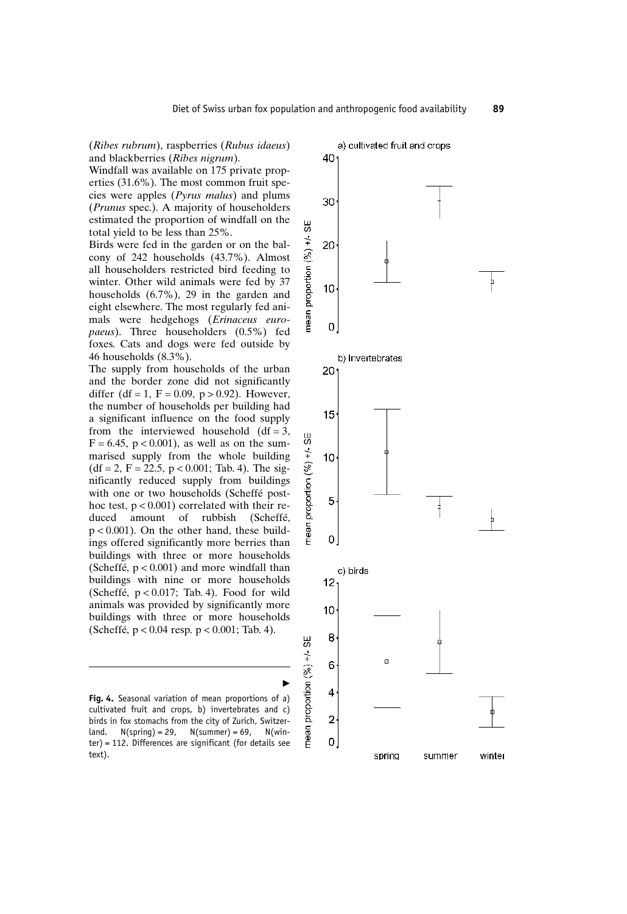(*Ribes rubrum*), raspberries (*Rubus idaeus*) and blackberries (*Ribes nigrum*).

Windfall was available on 175 private properties (31.6%). The most common fruit species were apples (*Pyrus malus*) and plums (*Prunus* spec.). A majority of householders estimated the proportion of windfall on the total yield to be less than 25%.

Birds were fed in the garden or on the balcony of 242 households (43.7%). Almost all householders restricted bird feeding to winter. Other wild animals were fed by 37 households (6.7%), 29 in the garden and eight elsewhere. The most regularly fed animals were hedgehogs (*Erinaceus europaeus*). Three householders (0.5%) fed foxes. Cats and dogs were fed outside by 46 households (8.3%).

The supply from households of the urban and the border zone did not significantly differ (df = 1, $F = 0.09$, $p > 0.92$). However, the number of households per building had a significant influence on the food supply from the interviewed household (df = 3, $F = 6.45$, $p < 0.001$), as well as on the summarised supply from the whole building (df = 2, $F = 22.5$, $p < 0.001$; Tab. 4). The significantly reduced supply from buildings with one or two households (Scheffé post-hoc test, $p < 0.001$) correlated with their reduced amount of rubbish (Scheffé, $p < 0.001$). On the other hand, these buildings offered significantly more berries than buildings with three or more households (Scheffé, $p < 0.001$) and more windfall than buildings with nine or more households (Scheffé, $p < 0.017$; Tab. 4). Food for wild animals was provided by significantly more buildings with three or more households (Scheffé, $p < 0.04$ resp. $p < 0.001$; Tab. 4).

**Fig. 4.** Seasonal variation of mean proportions of a) cultivated fruit and crops, b) invertebrates and c) birds in fox stomachs from the city of Zurich, Switzerland. N(spring) = 29, N(summer) = 69, N(winter) = 112. Differences are significant (for details see text).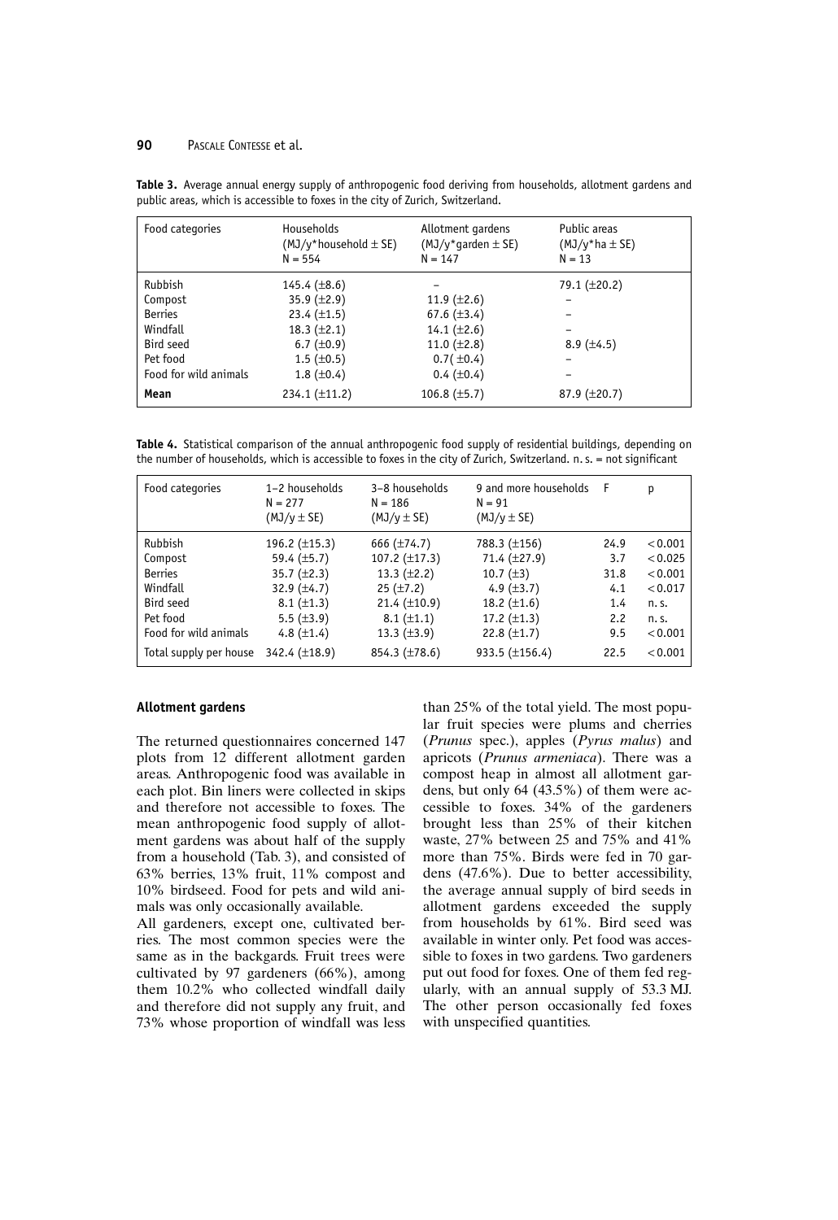**Table 3.** Average annual energy supply of anthropogenic food deriving from households, allotment gardens and public areas, which is accessible to foxes in the city of Zurich, Switzerland.

| Food categories | Households (MJ/y*household ± SE) N = 554 | Allotment gardens (MJ/y*garden ± SE) N = 147 | Public areas (MJ/y*ha ± SE) N = 13 |
|---|---|---|---|
| Rubbish | 145.4 (±8.6) | – | 79.1 (±20.2) |
| Compost | 35.9 (±2.9) | 11.9 (±2.6) | – |
| Berries | 23.4 (±1.5) | 67.6 (±3.4) | – |
| Windfall | 18.3 (±2.1) | 14.1 (±2.6) | – |
| Bird seed | 6.7 (±0.9) | 11.0 (±2.8) | 8.9 (±4.5) |
| Pet food | 1.5 (±0.5) | 0.7( ±0.4) | – |
| Food for wild animals | 1.8 (±0.4) | 0.4 (±0.4) | – |
| **Mean** | 234.1 (±11.2) | 106.8 (±5.7) | 87.9 (±20.7) |

**Table 4.** Statistical comparison of the annual anthropogenic food supply of residential buildings, depending on the number of households, which is accessible to foxes in the city of Zurich, Switzerland. n. s. = not significant

| Food categories | 1–2 households N = 277 (MJ/y ± SE) | 3–8 households N = 186 (MJ/y ± SE) | 9 and more households N = 91 (MJ/y ± SE) | F | p |
|---|---|---|---|---|---|
| Rubbish | 196.2 (±15.3) | 666 (±74.7) | 788.3 (±156) | 24.9 | < 0.001 |
| Compost | 59.4 (±5.7) | 107.2 (±17.3) | 71.4 (±27.9) | 3.7 | < 0.025 |
| Berries | 35.7 (±2.3) | 13.3 (±2.2) | 10.7 (±3) | 31.8 | < 0.001 |
| Windfall | 32.9 (±4.7) | 25 (±7.2) | 4.9 (±3.7) | 4.1 | < 0.017 |
| Bird seed | 8.1 (±1.3) | 21.4 (±10.9) | 18.2 (±1.6) | 1.4 | n. s. |
| Pet food | 5.5 (±3.9) | 8.1 (±1.1) | 17.2 (±1.3) | 2.2 | n. s. |
| Food for wild animals | 4.8 (±1.4) | 13.3 (±3.9) | 22.8 (±1.7) | 9.5 | < 0.001 |
| Total supply per house | 342.4 (±18.9) | 854.3 (±78.6) | 933.5 (±156.4) | 22.5 | < 0.001 |

**Allotment gardens**

The returned questionnaires concerned 147 plots from 12 different allotment garden areas. Anthropogenic food was available in each plot. Bin liners were collected in skips and therefore not accessible to foxes. The mean anthropogenic food supply of allotment gardens was about half of the supply from a household (Tab. 3), and consisted of 63% berries, 13% fruit, 11% compost and 10% birdseed. Food for pets and wild animals was only occasionally available.

All gardeners, except one, cultivated berries. The most common species were the same as in the backgards. Fruit trees were cultivated by 97 gardeners (66%), among them 10.2% who collected windfall daily and therefore did not supply any fruit, and 73% whose proportion of windfall was less than 25% of the total yield. The most popular fruit species were plums and cherries (*Prunus* spec.), apples (*Pyrus malus*) and apricots (*Prunus armeniaca*). There was a compost heap in almost all allotment gardens, but only 64 (43.5%) of them were accessible to foxes. 34% of the gardeners brought less than 25% of their kitchen waste, 27% between 25 and 75% and 41% more than 75%. Birds were fed in 70 gardens (47.6%). Due to better accessibility, the average annual supply of bird seeds in allotment gardens exceeded the supply from households by 61%. Bird seed was available in winter only. Pet food was accessible to foxes in two gardens. Two gardeners put out food for foxes. One of them fed regularly, with an annual supply of 53.3 MJ. The other person occasionally fed foxes with unspecified quantities.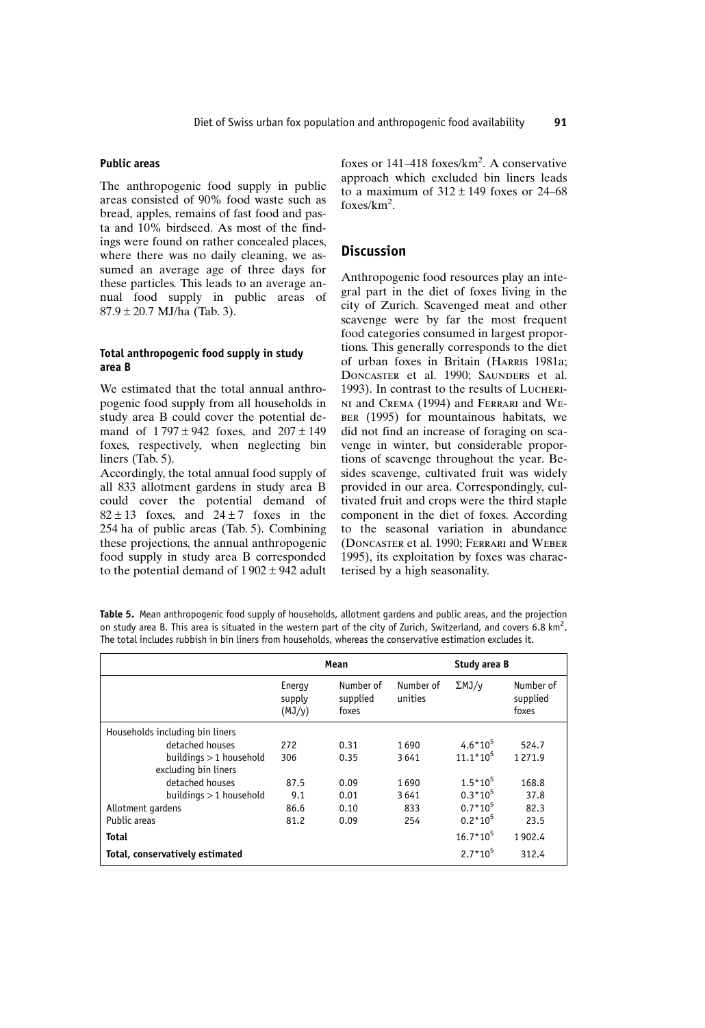#### Public areas

The anthropogenic food supply in public areas consisted of 90% food waste such as bread, apples, remains of fast food and pasta and 10% birdseed. As most of the findings were found on rather concealed places, where there was no daily cleaning, we assumed an average age of three days for these particles. This leads to an average annual food supply in public areas of 87.9 ± 20.7 MJ/ha (Tab. 3).

#### Total anthropogenic food supply in study area B

We estimated that the total annual anthropogenic food supply from all households in study area B could cover the potential demand of 1 797 ± 942 foxes, and 207 ± 149 foxes, respectively, when neglecting bin liners (Tab. 5).

Accordingly, the total annual food supply of all 833 allotment gardens in study area B could cover the potential demand of 82 ± 13 foxes, and 24 ± 7 foxes in the 254 ha of public areas (Tab. 5). Combining these projections, the annual anthropogenic food supply in study area B corresponded to the potential demand of 1 902 ± 942 adult foxes or 141–418 foxes/km$^2$. A conservative approach which excluded bin liners leads to a maximum of 312 ± 149 foxes or 24–68 foxes/km$^2$.

## Discussion

Anthropogenic food resources play an integral part in the diet of foxes living in the city of Zurich. Scavenged meat and other scavenge were by far the most frequent food categories consumed in largest proportions. This generally corresponds to the diet of urban foxes in Britain (Harris 1981a; Doncaster et al. 1990; Saunders et al. 1993). In contrast to the results of Lucherini and Crema (1994) and Ferrari and Weber (1995) for mountainous habitats, we did not find an increase of foraging on scavenge in winter, but considerable proportions of scavenge throughout the year. Besides scavenge, cultivated fruit was widely provided in our area. Correspondingly, cultivated fruit and crops were the third staple component in the diet of foxes. According to the seasonal variation in abundance (Doncaster et al. 1990; Ferrari and Weber 1995), its exploitation by foxes was characterised by a high seasonality.

**Table 5.** Mean anthropogenic food supply of households, allotment gardens and public areas, and the projection on study area B. This area is situated in the western part of the city of Zurich, Switzerland, and covers 6.8 km$^2$. The total includes rubbish in bin liners from households, whereas the conservative estimation excludes it.

| | Mean | | Study area B | | |
|---|---|---|---|---|---|
| | Energy supply (MJ/y) | Number of supplied foxes | Number of unities | ΣMJ/y | Number of supplied foxes |
| Households including bin liners | | | | | |
| detached houses | 272 | 0.31 | 1690 | $4.6*10^5$ | 524.7 |
| buildings > 1 household | 306 | 0.35 | 3641 | $11.1*10^5$ | 1271.9 |
| excluding bin liners | | | | | |
| detached houses | 87.5 | 0.09 | 1690 | $1.5*10^5$ | 168.8 |
| buildings > 1 household | 9.1 | 0.01 | 3641 | $0.3*10^5$ | 37.8 |
| Allotment gardens | 86.6 | 0.10 | 833 | $0.7*10^5$ | 82.3 |
| Public areas | 81.2 | 0.09 | 254 | $0.2*10^5$ | 23.5 |
| **Total** | | | | $16.7*10^5$ | 1902.4 |
| **Total, conservatively estimated** | | | | $2.7*10^5$ | 312.4 |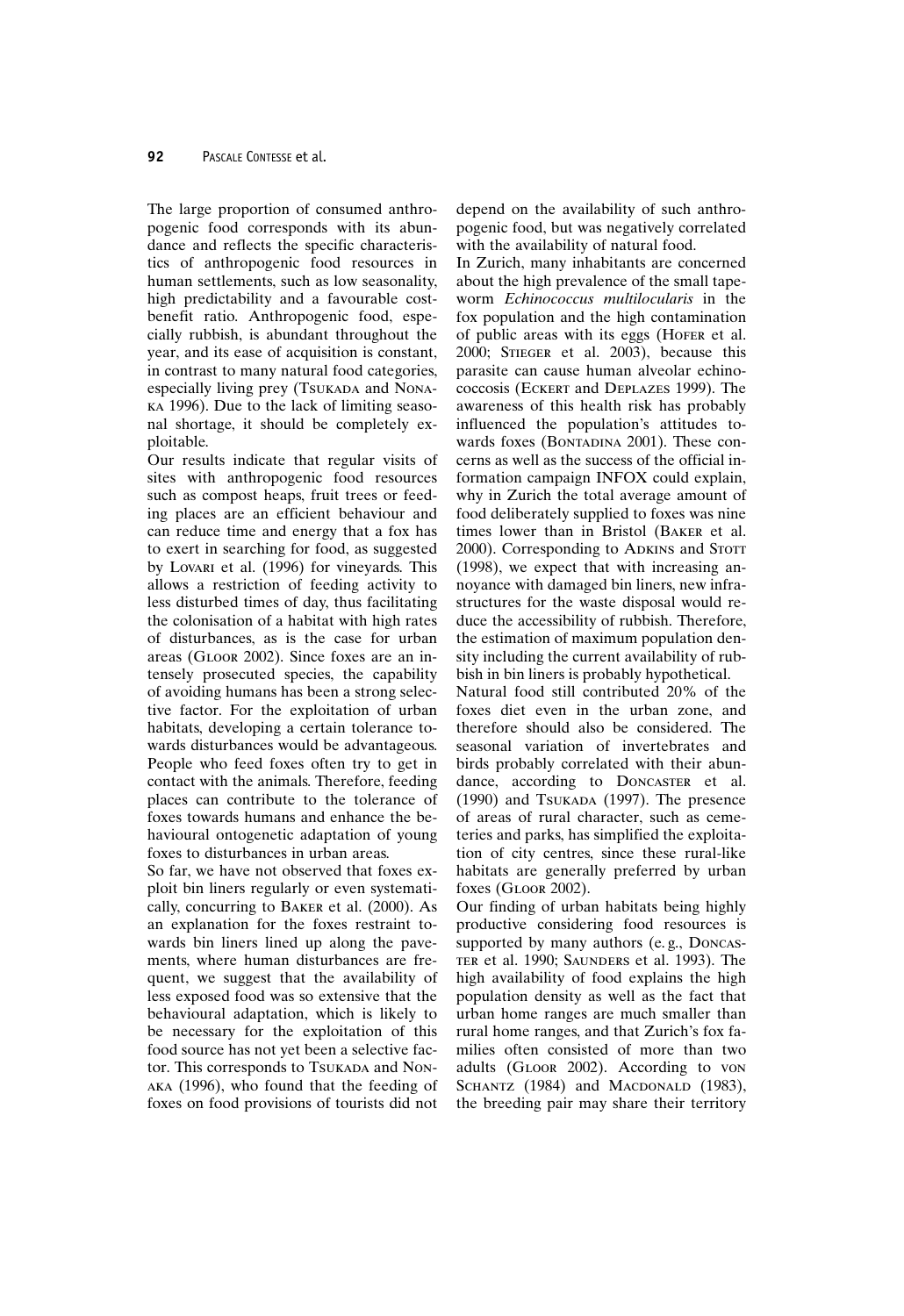The large proportion of consumed anthropogenic food corresponds with its abundance and reflects the specific characteristics of anthropogenic food resources in human settlements, such as low seasonality, high predictability and a favourable cost-benefit ratio. Anthropogenic food, especially rubbish, is abundant throughout the year, and its ease of acquisition is constant, in contrast to many natural food categories, especially living prey (Tsukada and Nonaka 1996). Due to the lack of limiting seasonal shortage, it should be completely exploitable.

Our results indicate that regular visits of sites with anthropogenic food resources such as compost heaps, fruit trees or feeding places are an efficient behaviour and can reduce time and energy that a fox has to exert in searching for food, as suggested by Lovari et al. (1996) for vineyards. This allows a restriction of feeding activity to less disturbed times of day, thus facilitating the colonisation of a habitat with high rates of disturbances, as is the case for urban areas (Gloor 2002). Since foxes are an intensely prosecuted species, the capability of avoiding humans has been a strong selective factor. For the exploitation of urban habitats, developing a certain tolerance towards disturbances would be advantageous. People who feed foxes often try to get in contact with the animals. Therefore, feeding places can contribute to the tolerance of foxes towards humans and enhance the behavioural ontogenetic adaptation of young foxes to disturbances in urban areas.

So far, we have not observed that foxes exploit bin liners regularly or even systematically, concurring to Baker et al. (2000). As an explanation for the foxes restraint towards bin liners lined up along the pavements, where human disturbances are frequent, we suggest that the availability of less exposed food was so extensive that the behavioural adaptation, which is likely to be necessary for the exploitation of this food source has not yet been a selective factor. This corresponds to Tsukada and Nonaka (1996), who found that the feeding of foxes on food provisions of tourists did not depend on the availability of such anthropogenic food, but was negatively correlated with the availability of natural food.

In Zurich, many inhabitants are concerned about the high prevalence of the small tapeworm *Echinococcus multilocularis* in the fox population and the high contamination of public areas with its eggs (Hofer et al. 2000; Stieger et al. 2003), because this parasite can cause human alveolar echinococcosis (Eckert and Deplazes 1999). The awareness of this health risk has probably influenced the population's attitudes towards foxes (Bontadina 2001). These concerns as well as the success of the official information campaign INFOX could explain, why in Zurich the total average amount of food deliberately supplied to foxes was nine times lower than in Bristol (Baker et al. 2000). Corresponding to Adkins and Stott (1998), we expect that with increasing annoyance with damaged bin liners, new infrastructures for the waste disposal would reduce the accessibility of rubbish. Therefore, the estimation of maximum population density including the current availability of rubbish in bin liners is probably hypothetical.

Natural food still contributed 20% of the foxes diet even in the urban zone, and therefore should also be considered. The seasonal variation of invertebrates and birds probably correlated with their abundance, according to Doncaster et al. (1990) and Tsukada (1997). The presence of areas of rural character, such as cemeteries and parks, has simplified the exploitation of city centres, since these rural-like habitats are generally preferred by urban foxes (Gloor 2002).

Our finding of urban habitats being highly productive considering food resources is supported by many authors (e. g., Doncaster et al. 1990; Saunders et al. 1993). The high availability of food explains the high population density as well as the fact that urban home ranges are much smaller than rural home ranges, and that Zurich's fox families often consisted of more than two adults (Gloor 2002). According to von Schantz (1984) and Macdonald (1983), the breeding pair may share their territory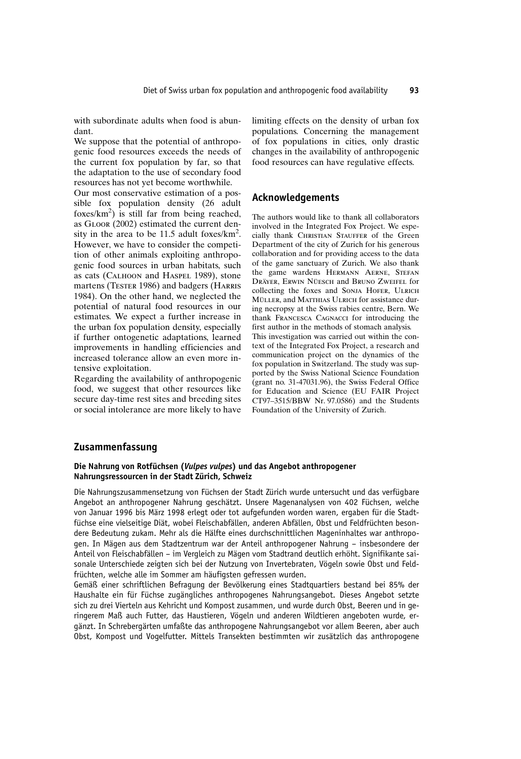with subordinate adults when food is abundant.

We suppose that the potential of anthropogenic food resources exceeds the needs of the current fox population by far, so that the adaptation to the use of secondary food resources has not yet become worthwhile.

Our most conservative estimation of a possible fox population density (26 adult foxes/km$^2$) is still far from being reached, as Gloor (2002) estimated the current density in the area to be 11.5 adult foxes/km$^2$. However, we have to consider the competition of other animals exploiting anthropogenic food sources in urban habitats, such as cats (Calhoon and Haspel 1989), stone martens (Tester 1986) and badgers (Harris 1984). On the other hand, we neglected the potential of natural food resources in our estimates. We expect a further increase in the urban fox population density, especially if further ontogenetic adaptations, learned improvements in handling efficiencies and increased tolerance allow an even more intensive exploitation.

Regarding the availability of anthropogenic food, we suggest that other resources like secure day-time rest sites and breeding sites or social intolerance are more likely to have limiting effects on the density of urban fox populations. Concerning the management of fox populations in cities, only drastic changes in the availability of anthropogenic food resources can have regulative effects.

## Acknowledgements

The authors would like to thank all collaborators involved in the Integrated Fox Project. We especially thank Christian Stauffer of the Green Department of the city of Zurich for his generous collaboration and for providing access to the data of the game sanctuary of Zurich. We also thank the game wardens Hermann Aerne, Stefan Dräyer, Erwin Nüesch and Bruno Zweifel for collecting the foxes and Sonja Hofer, Ulrich Müller, and Matthias Ulrich for assistance during necropsy at the Swiss rabies centre, Bern. We thank Francesca Cagnacci for introducing the first author in the methods of stomach analysis.

This investigation was carried out within the context of the Integrated Fox Project, a research and communication project on the dynamics of the fox population in Switzerland. The study was supported by the Swiss National Science Foundation (grant no. 31-47031.96), the Swiss Federal Office for Education and Science (EU FAIR Project CT97–3515/BBW Nr. 97.0586) and the Students Foundation of the University of Zurich.

## Zusammenfassung

### Die Nahrung von Rotfüchsen (*Vulpes vulpes*) und das Angebot anthropogener Nahrungsressourcen in der Stadt Zürich, Schweiz

Die Nahrungszusammensetzung von Füchsen der Stadt Zürich wurde untersucht und das verfügbare Angebot an anthropogener Nahrung geschätzt. Unsere Magenanalysen von 402 Füchsen, welche von Januar 1996 bis März 1998 erlegt oder tot aufgefunden worden waren, ergaben für die Stadtfüchse eine vielseitige Diät, wobei Fleischabfällen, anderen Abfällen, Obst und Feldfrüchten besondere Bedeutung zukam. Mehr als die Hälfte eines durchschnittlichen Mageninhaltes war anthropogen. In Mägen aus dem Stadtzentrum war der Anteil anthropogener Nahrung – insbesondere der Anteil von Fleischabfällen – im Vergleich zu Mägen vom Stadtrand deutlich erhöht. Signifikante saisonale Unterschiede zeigten sich bei der Nutzung von Invertebraten, Vögeln sowie Obst und Feldfrüchten, welche alle im Sommer am häufigsten gefressen wurden.

Gemäß einer schriftlichen Befragung der Bevölkerung eines Stadtquartiers bestand bei 85% der Haushalte ein für Füchse zugängliches anthropogenes Nahrungsangebot. Dieses Angebot setzte sich zu drei Vierteln aus Kehricht und Kompost zusammen, und wurde durch Obst, Beeren und in geringerem Maß auch Futter, das Haustieren, Vögeln und anderen Wildtieren angeboten wurde, ergänzt. In Schrebergärten umfaßte das anthropogene Nahrungsangebot vor allem Beeren, aber auch Obst, Kompost und Vogelfutter. Mittels Transekten bestimmten wir zusätzlich das anthropogene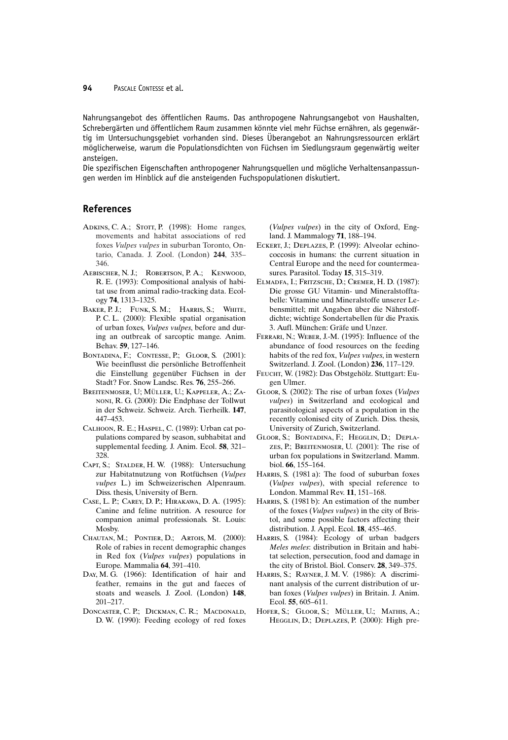Nahrungsangebot des öffentlichen Raums. Das anthropogene Nahrungsangebot von Haushalten, Schrebergärten und öffentlichem Raum zusammen könnte viel mehr Füchse ernähren, als gegenwärtig im Untersuchungsgebiet vorhanden sind. Dieses Überangebot an Nahrungsressourcen erklärt möglicherweise, warum die Populationsdichten von Füchsen im Siedlungsraum gegenwärtig weiter ansteigen.

Die spezifischen Eigenschaften anthropogener Nahrungsquellen und mögliche Verhaltensanpassungen werden im Hinblick auf die ansteigenden Fuchspopulationen diskutiert.

## References

Adkins, C. A.; Stott, P. (1998): Home ranges, movements and habitat associations of red foxes *Vulpes vulpes* in suburban Toronto, Ontario, Canada. J. Zool. (London) **244**, 335–346.

Aebischer, N. J.; Robertson, P. A.; Kenwood, R. E. (1993): Compositional analysis of habitat use from animal radio-tracking data. Ecology **74**, 1313–1325.

Baker, P. J.; Funk, S. M.; Harris, S.; White, P. C. L. (2000): Flexible spatial organisation of urban foxes, *Vulpes vulpes*, before and during an outbreak of sarcoptic mange. Anim. Behav. **59**, 127–146.

Bontadina, F.; Contesse, P.; Gloor, S. (2001): Wie beeinflusst die persönliche Betroffenheit die Einstellung gegenüber Füchsen in der Stadt? For. Snow Landsc. Res. **76**, 255–266.

Breitenmoser, U; Müller, U.; Kappeler, A.; Zanoni, R. G. (2000): Die Endphase der Tollwut in der Schweiz. Schweiz. Arch. Tierheilk. **147**, 447–453.

Calhoon, R. E.; Haspel, C. (1989): Urban cat populations compared by season, subhabitat and supplemental feeding. J. Anim. Ecol. **58**, 321–328.

Capt, S.; Stalder, H. W. (1988): Untersuchung zur Habitatnutzung von Rotfüchsen (*Vulpes vulpes* L.) im Schweizerischen Alpenraum. Diss. thesis, University of Bern.

Case, L. P.; Carey, D. P.; Hirakawa, D. A. (1995): Canine and feline nutrition. A resource for companion animal professionals. St. Louis: Mosby.

Chautan, M.; Pontier, D.; Artois, M. (2000): Role of rabies in recent demographic changes in Red fox (*Vulpes vulpes*) populations in Europe. Mammalia **64**, 391–410.

Day, M. G. (1966): Identification of hair and feather, remains in the gut and faeces of stoats and weasels. J. Zool. (London) **148**, 201–217.

Doncaster, C. P.; Dickman, C. R.; Macdonald, D. W. (1990): Feeding ecology of red foxes (*Vulpes vulpes*) in the city of Oxford, England. J. Mammalogy **71**, 188–194.

Eckert, J.; Deplazes, P. (1999): Alveolar echinococcosis in humans: the current situation in Central Europe and the need for countermeasures. Parasitol. Today **15**, 315–319.

Elmadfa, I.; Fritzsche, D.; Cremer, H. D. (1987): Die grosse GU Vitamin- und Mineralstofftabelle: Vitamine und Mineralstoffe unserer Lebensmittel; mit Angaben über die Nährstoffdichte; wichtige Sondertabellen für die Praxis. 3. Aufl. München: Gräfe und Unzer.

Ferrari, N.; Weber, J.-M. (1995): Influence of the abundance of food resources on the feeding habits of the red fox, *Vulpes vulpes*, in western Switzerland. J. Zool. (London) **236**, 117–129.

Feucht, W. (1982): Das Obstgehölz. Stuttgart: Eugen Ulmer.

Gloor, S. (2002): The rise of urban foxes (*Vulpes vulpes*) in Switzerland and ecological and parasitological aspects of a population in the recently colonised city of Zurich. Diss. thesis, University of Zurich, Switzerland.

Gloor, S.; Bontadina, F.; Hegglin, D.; Deplazes, P.; Breitenmoser, U. (2001): The rise of urban fox populations in Switzerland. Mamm. biol. **66**, 155–164.

Harris, S. (1981 a): The food of suburban foxes (*Vulpes vulpes*), with special reference to London. Mammal Rev. **11**, 151–168.

Harris, S. (1981 b): An estimation of the number of the foxes (*Vulpes vulpes*) in the city of Bristol, and some possible factors affecting their distribution. J. Appl. Ecol. **18**, 455–465.

Harris, S. (1984): Ecology of urban badgers *Meles meles*: distribution in Britain and habitat selection, persecution, food and damage in the city of Bristol. Biol. Conserv. **28**, 349–375.

Harris, S.; Rayner, J. M. V. (1986): A discriminant analysis of the current distribution of urban foxes (*Vulpes vulpes*) in Britain. J. Anim. Ecol. **55**, 605–611.

Hofer, S.; Gloor, S.; Müller, U.; Mathis, A.; Hegglin, D.; Deplazes, P. (2000): High pre-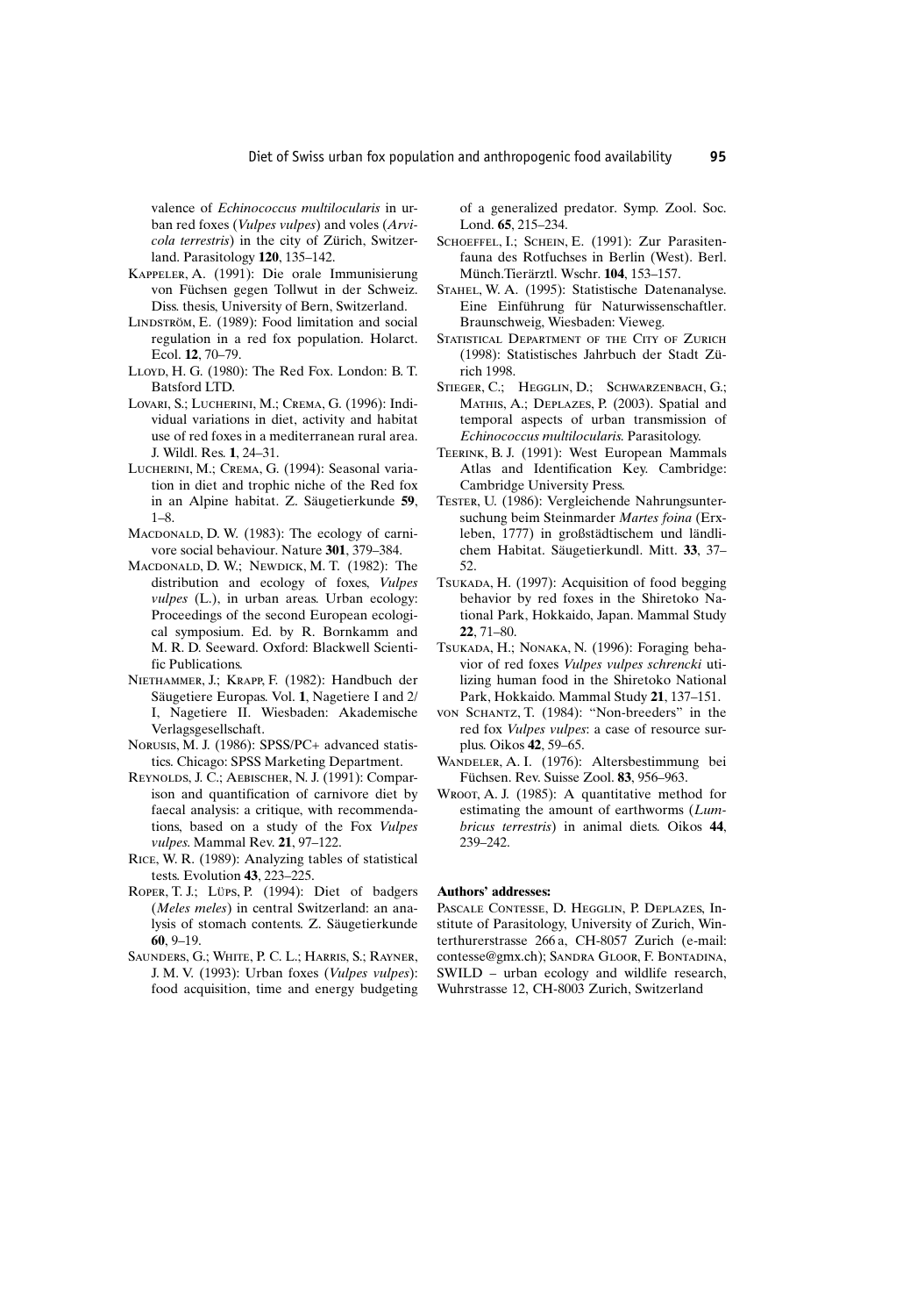valence of *Echinococcus multilocularis* in urban red foxes (*Vulpes vulpes*) and voles (*Arvicola terrestris*) in the city of Zürich, Switzerland. Parasitology **120**, 135–142.

Kappeler, A. (1991): Die orale Immunisierung von Füchsen gegen Tollwut in der Schweiz. Diss. thesis, University of Bern, Switzerland.

Lindström, E. (1989): Food limitation and social regulation in a red fox population. Holarct. Ecol. **12**, 70–79.

Lloyd, H. G. (1980): The Red Fox. London: B. T. Batsford LTD.

Lovari, S.; Lucherini, M.; Crema, G. (1996): Individual variations in diet, activity and habitat use of red foxes in a mediterranean rural area. J. Wildl. Res. **1**, 24–31.

Lucherini, M.; Crema, G. (1994): Seasonal variation in diet and trophic niche of the Red fox in an Alpine habitat. Z. Säugetierkunde **59**, 1–8.

Macdonald, D. W. (1983): The ecology of carnivore social behaviour. Nature **301**, 379–384.

Macdonald, D. W.; Newdick, M. T. (1982): The distribution and ecology of foxes, *Vulpes vulpes* (L.), in urban areas. Urban ecology: Proceedings of the second European ecological symposium. Ed. by R. Bornkamm and M. R. D. Seeward. Oxford: Blackwell Scientific Publications.

Niethammer, J.; Krapp, F. (1982): Handbuch der Säugetiere Europas. Vol. **1**, Nagetiere I and 2/ I, Nagetiere II. Wiesbaden: Akademische Verlagsgesellschaft.

Norusis, M. J. (1986): SPSS/PC+ advanced statistics. Chicago: SPSS Marketing Department.

Reynolds, J. C.; Aebischer, N. J. (1991): Comparison and quantification of carnivore diet by faecal analysis: a critique, with recommendations, based on a study of the Fox *Vulpes vulpes*. Mammal Rev. **21**, 97–122.

Rice, W. R. (1989): Analyzing tables of statistical tests. Evolution **43**, 223–225.

Roper, T. J.; Lüps, P. (1994): Diet of badgers (*Meles meles*) in central Switzerland: an analysis of stomach contents. Z. Säugetierkunde **60**, 9–19.

Saunders, G.; White, P. C. L.; Harris, S.; Rayner, J. M. V. (1993): Urban foxes (*Vulpes vulpes*): food acquisition, time and energy budgeting of a generalized predator. Symp. Zool. Soc. Lond. **65**, 215–234.

Schoeffel, I.; Schein, E. (1991): Zur Parasitenfauna des Rotfuchses in Berlin (West). Berl. Münch.Tierärztl. Wschr. **104**, 153–157.

Stahel, W. A. (1995): Statistische Datenanalyse. Eine Einführung für Naturwissenschaftler. Braunschweig, Wiesbaden: Vieweg.

Statistical Department of the City of Zurich (1998): Statistisches Jahrbuch der Stadt Zürich 1998.

Stieger, C.; Hegglin, D.; Schwarzenbach, G.; Mathis, A.; Deplazes, P. (2003). Spatial and temporal aspects of urban transmission of *Echinococcus multilocularis*. Parasitology.

Teerink, B. J. (1991): West European Mammals Atlas and Identification Key. Cambridge: Cambridge University Press.

Tester, U. (1986): Vergleichende Nahrungsuntersuchung beim Steinmarder *Martes foina* (Erxleben, 1777) in großstädtischem und ländlichem Habitat. Säugetierkundl. Mitt. **33**, 37–52.

Tsukada, H. (1997): Acquisition of food begging behavior by red foxes in the Shiretoko National Park, Hokkaido, Japan. Mammal Study **22**, 71–80.

Tsukada, H.; Nonaka, N. (1996): Foraging behavior of red foxes *Vulpes vulpes schrencki* utilizing human food in the Shiretoko National Park, Hokkaido. Mammal Study **21**, 137–151.

von Schantz, T. (1984): "Non-breeders" in the red fox *Vulpes vulpes*: a case of resource surplus. Oikos **42**, 59–65.

Wandeler, A. I. (1976): Altersbestimmung bei Füchsen. Rev. Suisse Zool. **83**, 956–963.

Wroot, A. J. (1985): A quantitative method for estimating the amount of earthworms (*Lumbricus terrestris*) in animal diets. Oikos **44**, 239–242.

**Authors' addresses:**

Pascale Contesse, D. Hegglin, P. Deplazes, Institute of Parasitology, University of Zurich, Winterthurerstrasse 266 a, CH-8057 Zurich (e-mail: contesse@gmx.ch); Sandra Gloor, F. Bontadina, SWILD – urban ecology and wildlife research, Wuhrstrasse 12, CH-8003 Zurich, Switzerland